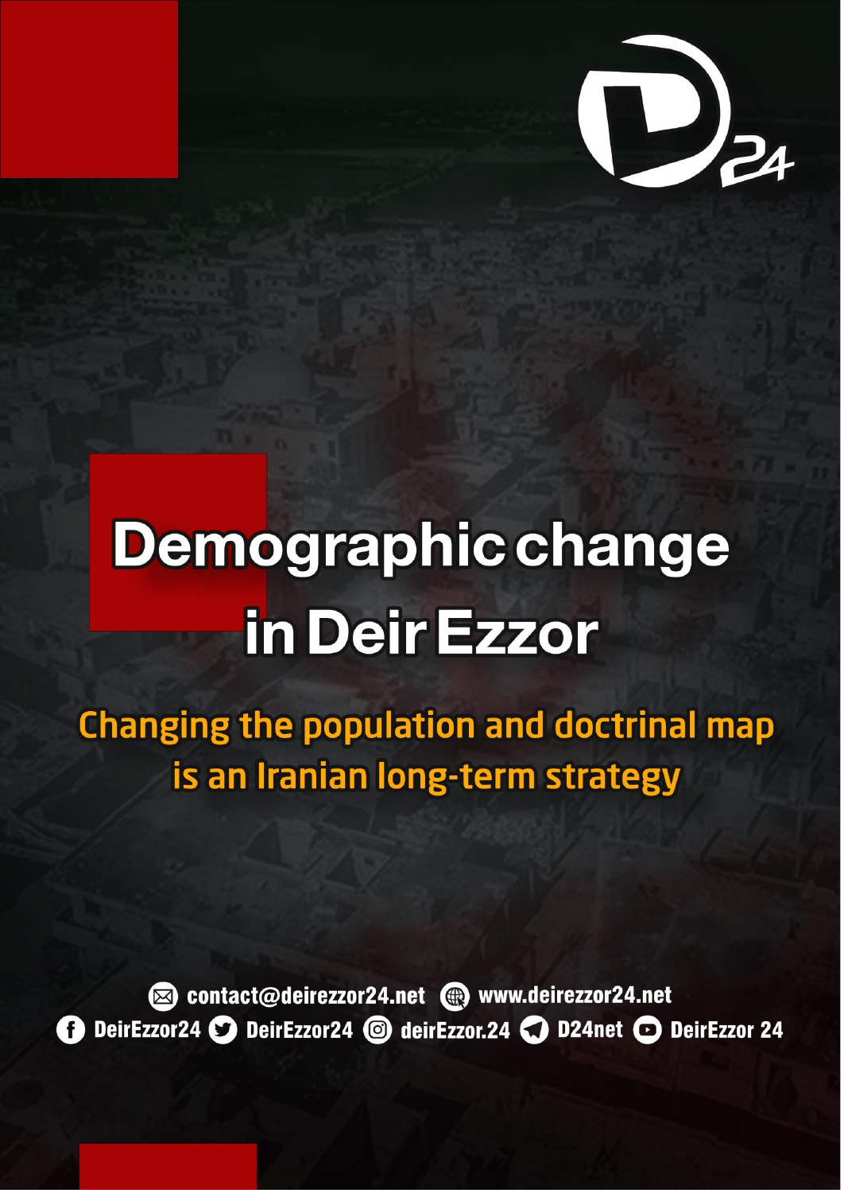# Demographic change in Deir Ezzor

## Changing the population and doctrinal map is an Iranian long-term strategy

contact@deirezzor24.net www.deirezzor24.net

DeirEzzor24 DeirEzzor24 deirEzzor.24 D24net DeirEzzor 24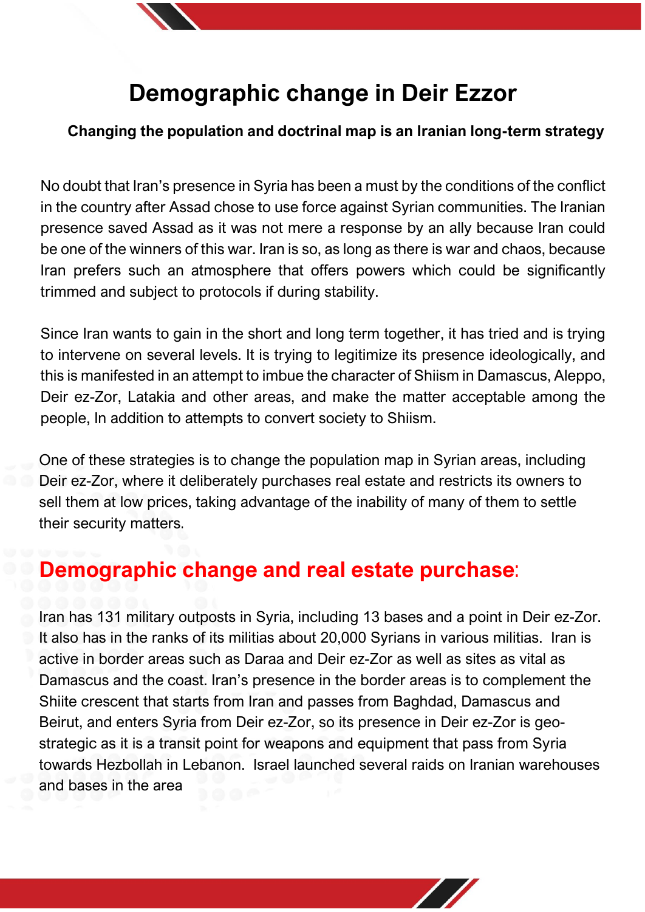# Demographic change in Deir Ezzor

**Changing the population and doctrinal map is an Iranian long-term strategy**

No doubt that Iran's presence in Syria has been a must by the conditions of the conflict in the country after Assad chose to use force against Syrian communities. The Iranian presence saved Assad as it was not mere a response by an ally because Iran could be one of the winners of this war. Iran is so, as long as there is war and chaos, because Iran prefers such an atmosphere that offers powers which could be significantly trimmed and subject to protocols if during stability.

Since Iran wants to gain in the short and long term together, it has tried and is trying to intervene on several levels. It is trying to legitimize its presence ideologically, and this is manifested in an attempt to imbue the character of Shiism in Damascus, Aleppo, Deir ez-Zor, Latakia and other areas, and make the matter acceptable among the people, In addition to attempts to convert society to Shiism.

One of these strategies is to change the population map in Syrian areas, including Deir ez-Zor, where it deliberately purchases real estate and restricts its owners to sell them at low prices, taking advantage of the inability of many of them to settle their security matters.

## Demographic change and real estate purchase:

Iran has 131 military outposts in Syria, including 13 bases and a point in Deir ez-Zor. It also has in the ranks of its militias about 20,000 Syrians in various militias. Iran is active in border areas such as Daraa and Deir ez-Zor as well as sites as vital as Damascus and the coast. Iran's presence in the border areas is to complement the Shiite crescent that starts from Iran and passes from Baghdad, Damascus and Beirut, and enters Syria from Deir ez-Zor, so its presence in Deir ez-Zor is geo-strategic as it is a transit point for weapons and equipment that pass from Syria towards Hezbollah in Lebanon. Israel launched several raids on Iranian warehouses and bases in the area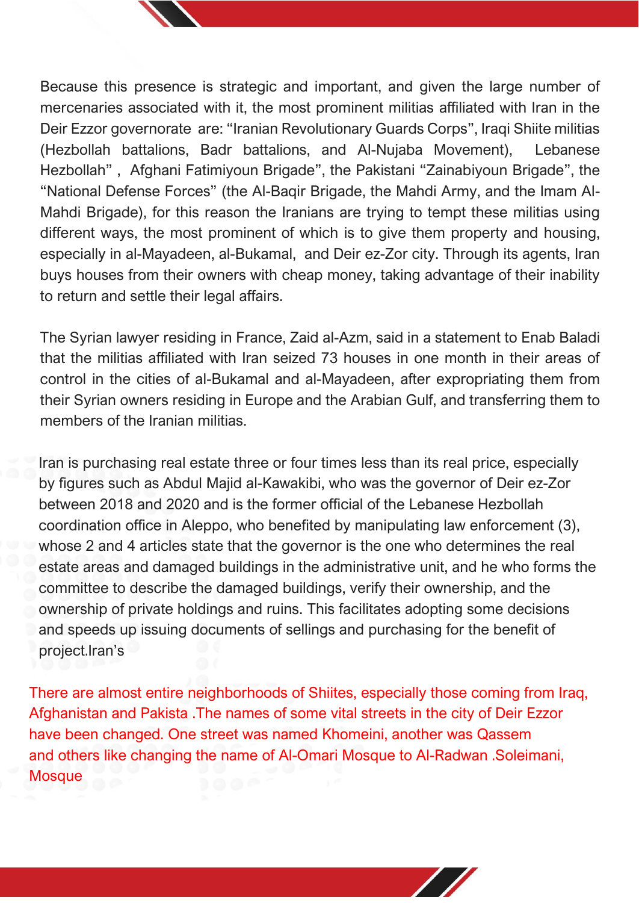Because this presence is strategic and important, and given the large number of mercenaries associated with it, the most prominent militias affiliated with Iran in the Deir Ezzor governorate are: “Iranian Revolutionary Guards Corps”, Iraqi Shiite militias (Hezbollah battalions, Badr battalions, and Al-Nujaba Movement), Lebanese Hezbollah” , Afghani Fatimiyoun Brigade”, the Pakistani “Zainabiyoun Brigade”, the “National Defense Forces” (the Al-Baqir Brigade, the Mahdi Army, and the Imam Al-Mahdi Brigade), for this reason the Iranians are trying to tempt these militias using different ways, the most prominent of which is to give them property and housing, especially in al-Mayadeen, al-Bukamal, and Deir ez-Zor city. Through its agents, Iran buys houses from their owners with cheap money, taking advantage of their inability to return and settle their legal affairs.

The Syrian lawyer residing in France, Zaid al-Azm, said in a statement to Enab Baladi that the militias affiliated with Iran seized 73 houses in one month in their areas of control in the cities of al-Bukamal and al-Mayadeen, after expropriating them from their Syrian owners residing in Europe and the Arabian Gulf, and transferring them to members of the Iranian militias.

Iran is purchasing real estate three or four times less than its real price, especially by figures such as Abdul Majid al-Kawakibi, who was the governor of Deir ez-Zor between 2018 and 2020 and is the former official of the Lebanese Hezbollah coordination office in Aleppo, who benefited by manipulating law enforcement (3), whose 2 and 4 articles state that the governor is the one who determines the real estate areas and damaged buildings in the administrative unit, and he who forms the committee to describe the damaged buildings, verify their ownership, and the ownership of private holdings and ruins. This facilitates adopting some decisions and speeds up issuing documents of sellings and purchasing for the benefit of project.Iran’s

There are almost entire neighborhoods of Shiites, especially those coming from Iraq, Afghanistan and Pakista .The names of some vital streets in the city of Deir Ezzor have been changed. One street was named Khomeini, another was Qassem and others like changing the name of Al-Omari Mosque to Al-Radwan .Soleimani, Mosque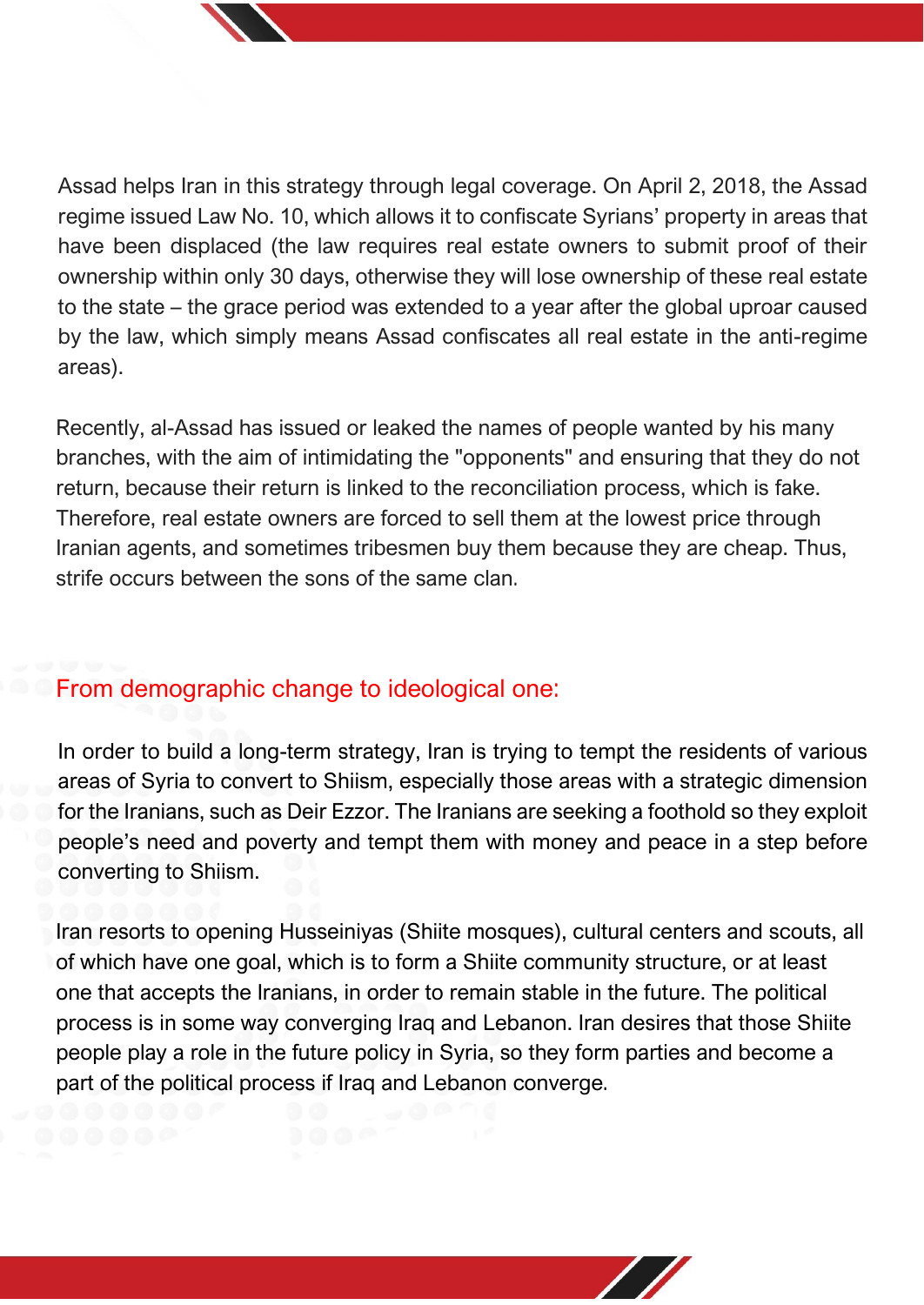Assad helps Iran in this strategy through legal coverage. On April 2, 2018, the Assad regime issued Law No. 10, which allows it to confiscate Syrians' property in areas that have been displaced (the law requires real estate owners to submit proof of their ownership within only 30 days, otherwise they will lose ownership of these real estate to the state – the grace period was extended to a year after the global uproar caused by the law, which simply means Assad confiscates all real estate in the anti-regime areas).

Recently, al-Assad has issued or leaked the names of people wanted by his many branches, with the aim of intimidating the "opponents" and ensuring that they do not return, because their return is linked to the reconciliation process, which is fake. Therefore, real estate owners are forced to sell them at the lowest price through Iranian agents, and sometimes tribesmen buy them because they are cheap. Thus, strife occurs between the sons of the same clan.

## From demographic change to ideological one:

In order to build a long-term strategy, Iran is trying to tempt the residents of various areas of Syria to convert to Shiism, especially those areas with a strategic dimension for the Iranians, such as Deir Ezzor. The Iranians are seeking a foothold so they exploit people's need and poverty and tempt them with money and peace in a step before converting to Shiism.

Iran resorts to opening Husseiniyas (Shiite mosques), cultural centers and scouts, all of which have one goal, which is to form a Shiite community structure, or at least one that accepts the Iranians, in order to remain stable in the future. The political process is in some way converging Iraq and Lebanon. Iran desires that those Shiite people play a role in the future policy in Syria, so they form parties and become a part of the political process if Iraq and Lebanon converge.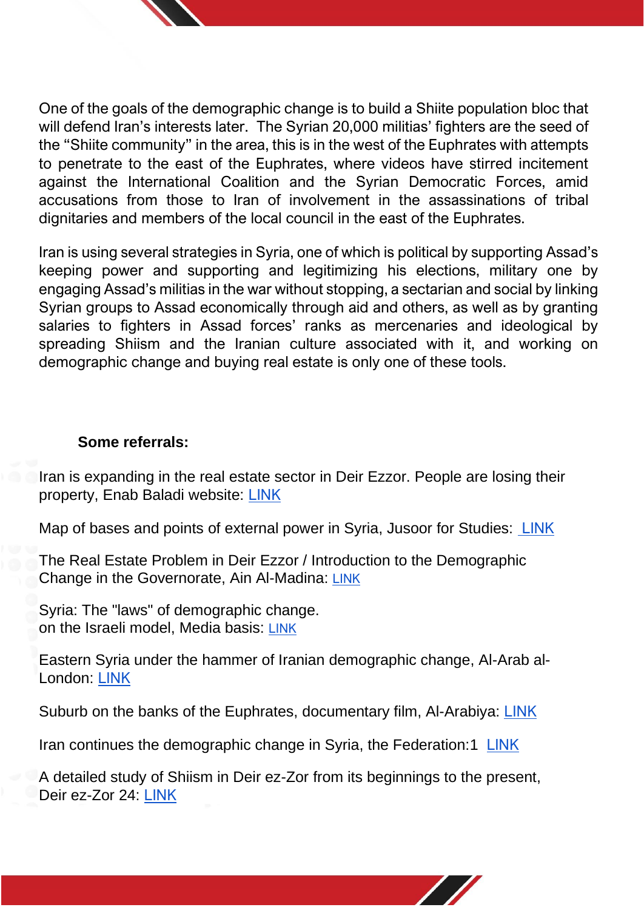One of the goals of the demographic change is to build a Shiite population bloc that will defend Iran's interests later. The Syrian 20,000 militias' fighters are the seed of the "Shiite community" in the area, this is in the west of the Euphrates with attempts to penetrate to the east of the Euphrates, where videos have stirred incitement against the International Coalition and the Syrian Democratic Forces, amid accusations from those to Iran of involvement in the assassinations of tribal dignitaries and members of the local council in the east of the Euphrates.

Iran is using several strategies in Syria, one of which is political by supporting Assad's keeping power and supporting and legitimizing his elections, military one by engaging Assad's militias in the war without stopping, a sectarian and social by linking Syrian groups to Assad economically through aid and others, as well as by granting salaries to fighters in Assad forces' ranks as mercenaries and ideological by spreading Shiism and the Iranian culture associated with it, and working on demographic change and buying real estate is only one of these tools.

**Some referrals:**

Iran is expanding in the real estate sector in Deir Ezzor. People are losing their property, Enab Baladi website: LINK

Map of bases and points of external power in Syria, Jusoor for Studies: LINK

The Real Estate Problem in Deir Ezzor / Introduction to the Demographic Change in the Governorate, Ain Al-Madina: LINK

Syria: The "laws" of demographic change.
on the Israeli model, Media basis: LINK

Eastern Syria under the hammer of Iranian demographic change, Al-Arab al-London: LINK

Suburb on the banks of the Euphrates, documentary film, Al-Arabiya: LINK

Iran continues the demographic change in Syria, the Federation:1 LINK

A detailed study of Shiism in Deir ez-Zor from its beginnings to the present, Deir ez-Zor 24: LINK